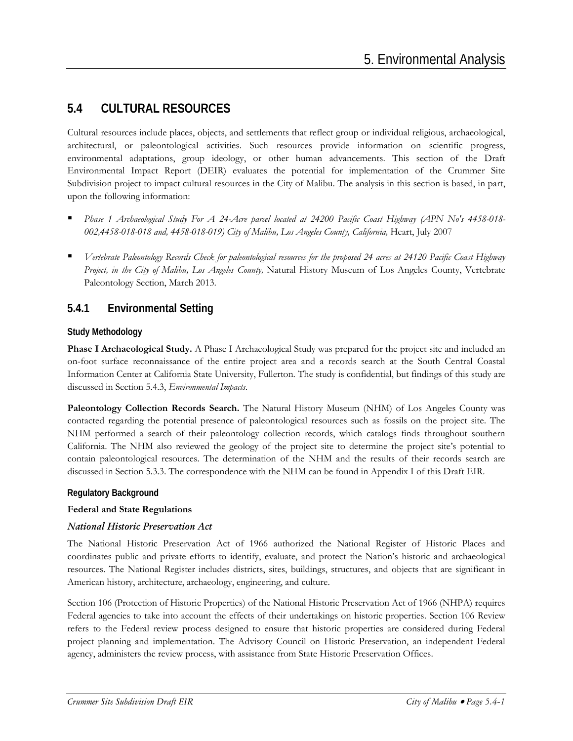## 5.4 CULTURAL RESOURCES

Cultural resources include places, objects, and settlements that reflect group or individual religious, archaeological, architectural, or paleontological activities. Such resources provide information on scientific progress, environmental adaptations, group ideology, or other human advancements. This section of the Draft Environmental Impact Report (DEIR) evaluates the potential for implementation of the Crummer Site Subdivision project to impact cultural resources in the City of Malibu. The analysis in this section is based, in part, upon the following information:

- *Phase 1 Archaeological Study For A 24-Acre parcel located at 24200 Pacific Coast Highway (APN No's 4458-018-002,4458-018-018 and, 4458-018-019) City of Malibu, Los Angeles County, California,* Heart, July 2007
- *Vertebrate Paleontology Records Check for paleontological resources for the proposed 24 acres at 24120 Pacific Coast Highway Project, in the City of Malibu, Los Angeles County,* Natural History Museum of Los Angeles County, Vertebrate Paleontology Section, March 2013.

### 5.4.1 Environmental Setting

#### Study Methodology

**Phase I Archaeological Study.** A Phase I Archaeological Study was prepared for the project site and included an on-foot surface reconnaissance of the entire project area and a records search at the South Central Coastal Information Center at California State University, Fullerton. The study is confidential, but findings of this study are discussed in Section 5.4.3, *Environmental Impacts*.

**Paleontology Collection Records Search.** The Natural History Museum (NHM) of Los Angeles County was contacted regarding the potential presence of paleontological resources such as fossils on the project site. The NHM performed a search of their paleontology collection records, which catalogs finds throughout southern California. The NHM also reviewed the geology of the project site to determine the project site's potential to contain paleontological resources. The determination of the NHM and the results of their records search are discussed in Section 5.3.3. The correspondence with the NHM can be found in Appendix I of this Draft EIR.

#### Regulatory Background

**Federal and State Regulations**

*National Historic Preservation Act*

The National Historic Preservation Act of 1966 authorized the National Register of Historic Places and coordinates public and private efforts to identify, evaluate, and protect the Nation's historic and archaeological resources. The National Register includes districts, sites, buildings, structures, and objects that are significant in American history, architecture, archaeology, engineering, and culture.

Section 106 (Protection of Historic Properties) of the National Historic Preservation Act of 1966 (NHPA) requires Federal agencies to take into account the effects of their undertakings on historic properties. Section 106 Review refers to the Federal review process designed to ensure that historic properties are considered during Federal project planning and implementation. The Advisory Council on Historic Preservation, an independent Federal agency, administers the review process, with assistance from State Historic Preservation Offices.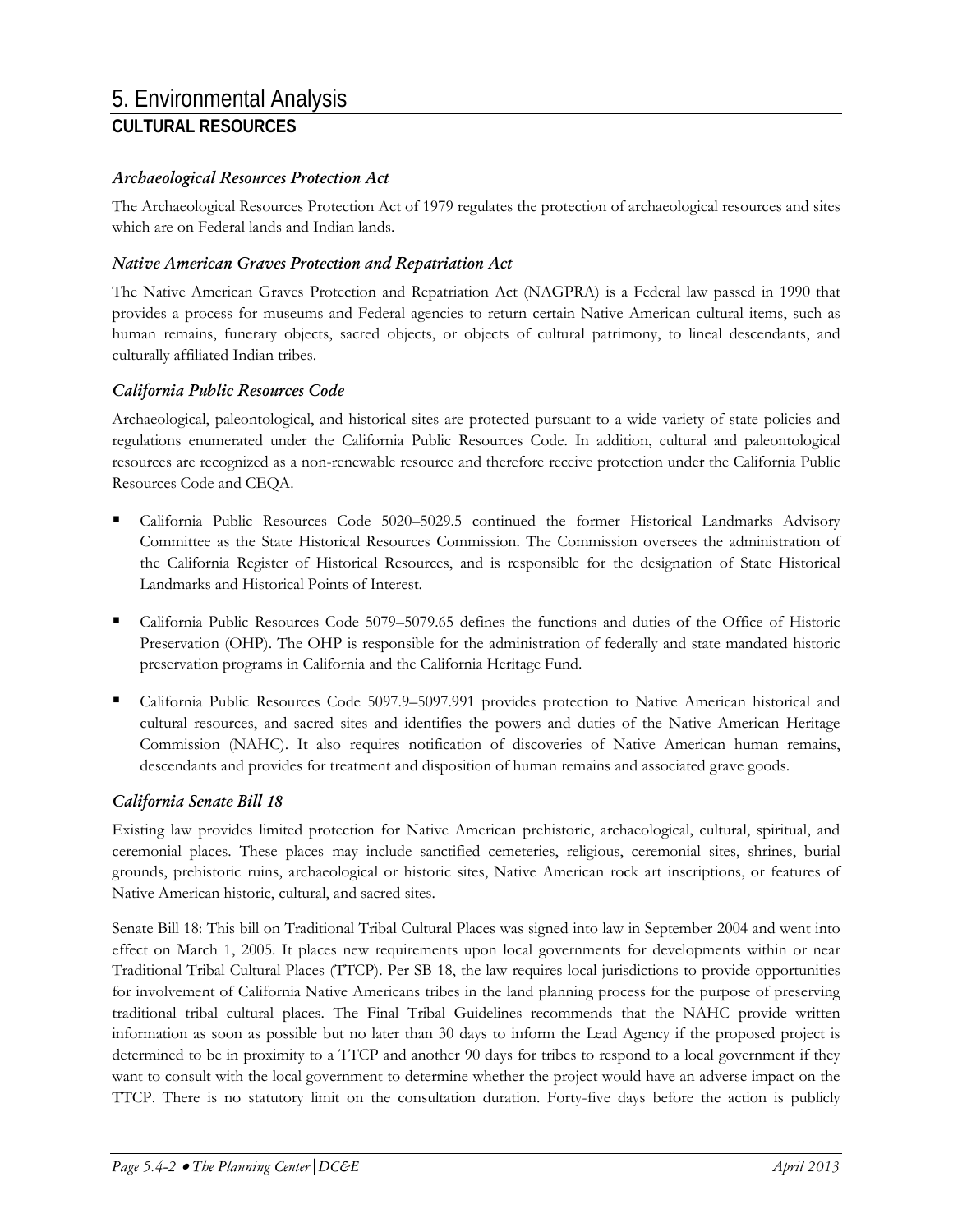### *Archaeological Resources Protection Act*

The Archaeological Resources Protection Act of 1979 regulates the protection of archaeological resources and sites which are on Federal lands and Indian lands.

### *Native American Graves Protection and Repatriation Act*

The Native American Graves Protection and Repatriation Act (NAGPRA) is a Federal law passed in 1990 that provides a process for museums and Federal agencies to return certain Native American cultural items, such as human remains, funerary objects, sacred objects, or objects of cultural patrimony, to lineal descendants, and culturally affiliated Indian tribes.

### *California Public Resources Code*

Archaeological, paleontological, and historical sites are protected pursuant to a wide variety of state policies and regulations enumerated under the California Public Resources Code. In addition, cultural and paleontological resources are recognized as a non-renewable resource and therefore receive protection under the California Public Resources Code and CEQA.

- California Public Resources Code 5020–5029.5 continued the former Historical Landmarks Advisory Committee as the State Historical Resources Commission. The Commission oversees the administration of the California Register of Historical Resources, and is responsible for the designation of State Historical Landmarks and Historical Points of Interest.
- California Public Resources Code 5079–5079.65 defines the functions and duties of the Office of Historic Preservation (OHP). The OHP is responsible for the administration of federally and state mandated historic preservation programs in California and the California Heritage Fund.
- California Public Resources Code 5097.9–5097.991 provides protection to Native American historical and cultural resources, and sacred sites and identifies the powers and duties of the Native American Heritage Commission (NAHC). It also requires notification of discoveries of Native American human remains, descendants and provides for treatment and disposition of human remains and associated grave goods.

### *California Senate Bill 18*

Existing law provides limited protection for Native American prehistoric, archaeological, cultural, spiritual, and ceremonial places. These places may include sanctified cemeteries, religious, ceremonial sites, shrines, burial grounds, prehistoric ruins, archaeological or historic sites, Native American rock art inscriptions, or features of Native American historic, cultural, and sacred sites.

Senate Bill 18: This bill on Traditional Tribal Cultural Places was signed into law in September 2004 and went into effect on March 1, 2005. It places new requirements upon local governments for developments within or near Traditional Tribal Cultural Places (TTCP). Per SB 18, the law requires local jurisdictions to provide opportunities for involvement of California Native Americans tribes in the land planning process for the purpose of preserving traditional tribal cultural places. The Final Tribal Guidelines recommends that the NAHC provide written information as soon as possible but no later than 30 days to inform the Lead Agency if the proposed project is determined to be in proximity to a TTCP and another 90 days for tribes to respond to a local government if they want to consult with the local government to determine whether the project would have an adverse impact on the TTCP. There is no statutory limit on the consultation duration. Forty-five days before the action is publicly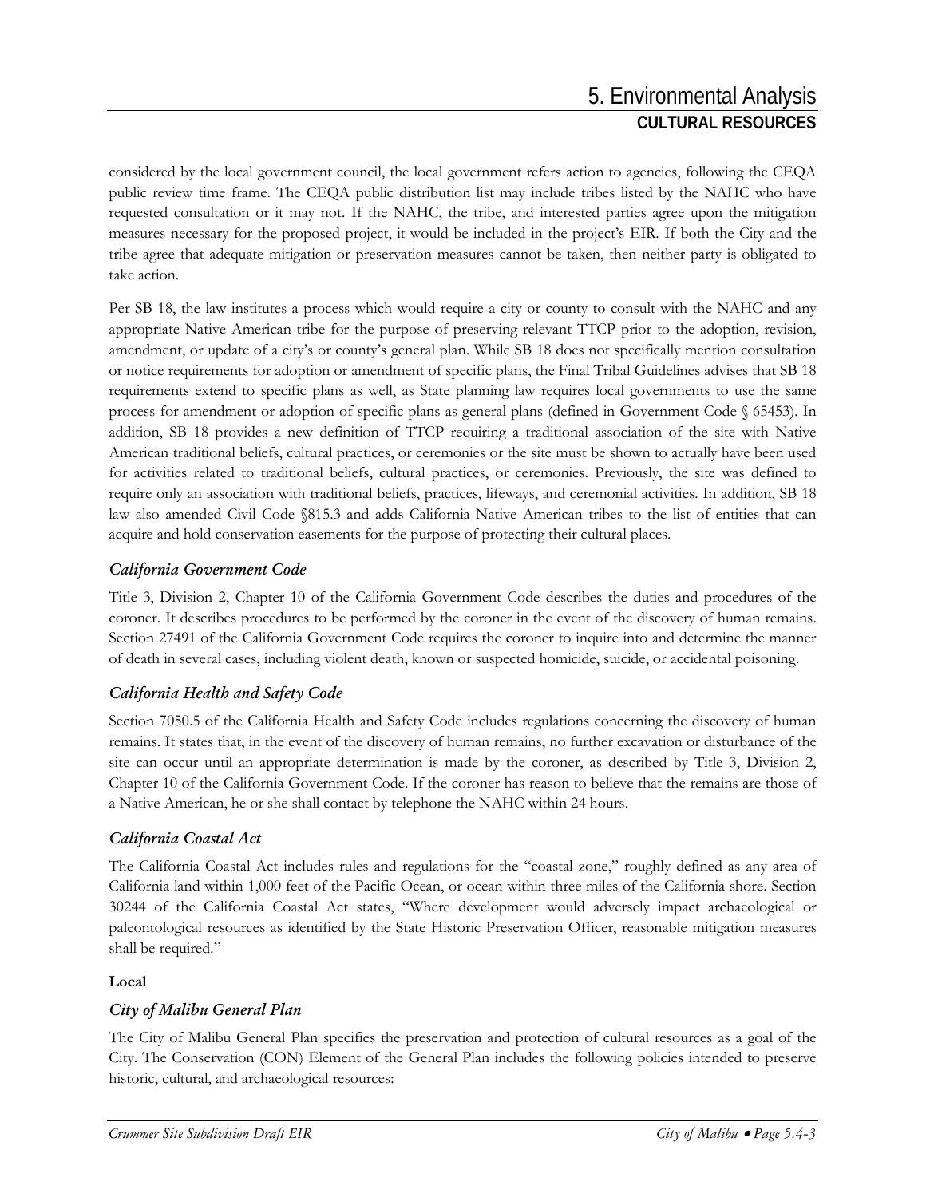considered by the local government council, the local government refers action to agencies, following the CEQA public review time frame. The CEQA public distribution list may include tribes listed by the NAHC who have requested consultation or it may not. If the NAHC, the tribe, and interested parties agree upon the mitigation measures necessary for the proposed project, it would be included in the project's EIR. If both the City and the tribe agree that adequate mitigation or preservation measures cannot be taken, then neither party is obligated to take action.

Per SB 18, the law institutes a process which would require a city or county to consult with the NAHC and any appropriate Native American tribe for the purpose of preserving relevant TTCP prior to the adoption, revision, amendment, or update of a city's or county's general plan. While SB 18 does not specifically mention consultation or notice requirements for adoption or amendment of specific plans, the Final Tribal Guidelines advises that SB 18 requirements extend to specific plans as well, as State planning law requires local governments to use the same process for amendment or adoption of specific plans as general plans (defined in Government Code § 65453). In addition, SB 18 provides a new definition of TTCP requiring a traditional association of the site with Native American traditional beliefs, cultural practices, or ceremonies or the site must be shown to actually have been used for activities related to traditional beliefs, cultural practices, or ceremonies. Previously, the site was defined to require only an association with traditional beliefs, practices, lifeways, and ceremonial activities. In addition, SB 18 law also amended Civil Code §815.3 and adds California Native American tribes to the list of entities that can acquire and hold conservation easements for the purpose of protecting their cultural places.

### *California Government Code*

Title 3, Division 2, Chapter 10 of the California Government Code describes the duties and procedures of the coroner. It describes procedures to be performed by the coroner in the event of the discovery of human remains. Section 27491 of the California Government Code requires the coroner to inquire into and determine the manner of death in several cases, including violent death, known or suspected homicide, suicide, or accidental poisoning.

### *California Health and Safety Code*

Section 7050.5 of the California Health and Safety Code includes regulations concerning the discovery of human remains. It states that, in the event of the discovery of human remains, no further excavation or disturbance of the site can occur until an appropriate determination is made by the coroner, as described by Title 3, Division 2, Chapter 10 of the California Government Code. If the coroner has reason to believe that the remains are those of a Native American, he or she shall contact by telephone the NAHC within 24 hours.

### *California Coastal Act*

The California Coastal Act includes rules and regulations for the "coastal zone," roughly defined as any area of California land within 1,000 feet of the Pacific Ocean, or ocean within three miles of the California shore. Section 30244 of the California Coastal Act states, "Where development would adversely impact archaeological or paleontological resources as identified by the State Historic Preservation Officer, reasonable mitigation measures shall be required."

**Local**

### *City of Malibu General Plan*

The City of Malibu General Plan specifies the preservation and protection of cultural resources as a goal of the City. The Conservation (CON) Element of the General Plan includes the following policies intended to preserve historic, cultural, and archaeological resources: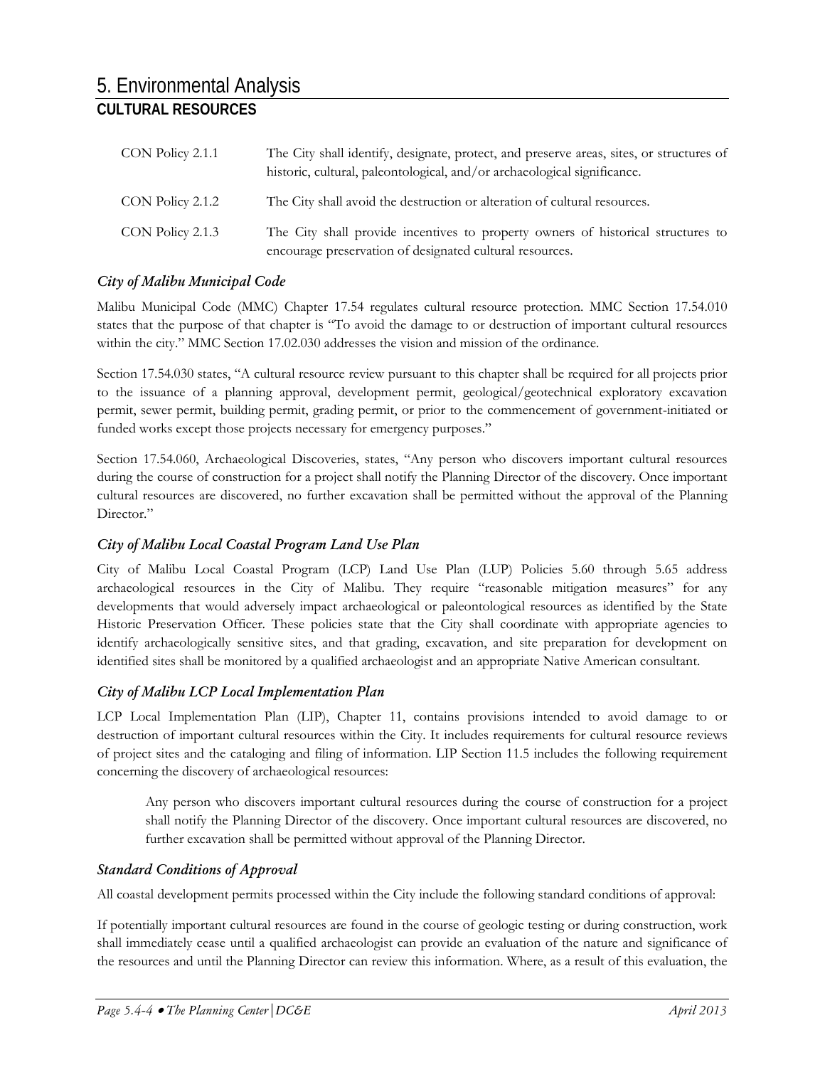| | |
|---|---|
| CON Policy 2.1.1 | The City shall identify, designate, protect, and preserve areas, sites, or structures of historic, cultural, paleontological, and/or archaeological significance. |
| CON Policy 2.1.2 | The City shall avoid the destruction or alteration of cultural resources. |
| CON Policy 2.1.3 | The City shall provide incentives to property owners of historical structures to encourage preservation of designated cultural resources. |

### *City of Malibu Municipal Code*

Malibu Municipal Code (MMC) Chapter 17.54 regulates cultural resource protection. MMC Section 17.54.010 states that the purpose of that chapter is "To avoid the damage to or destruction of important cultural resources within the city." MMC Section 17.02.030 addresses the vision and mission of the ordinance.

Section 17.54.030 states, "A cultural resource review pursuant to this chapter shall be required for all projects prior to the issuance of a planning approval, development permit, geological/geotechnical exploratory excavation permit, sewer permit, building permit, grading permit, or prior to the commencement of government-initiated or funded works except those projects necessary for emergency purposes."

Section 17.54.060, Archaeological Discoveries, states, "Any person who discovers important cultural resources during the course of construction for a project shall notify the Planning Director of the discovery. Once important cultural resources are discovered, no further excavation shall be permitted without the approval of the Planning Director."

### *City of Malibu Local Coastal Program Land Use Plan*

City of Malibu Local Coastal Program (LCP) Land Use Plan (LUP) Policies 5.60 through 5.65 address archaeological resources in the City of Malibu. They require "reasonable mitigation measures" for any developments that would adversely impact archaeological or paleontological resources as identified by the State Historic Preservation Officer. These policies state that the City shall coordinate with appropriate agencies to identify archaeologically sensitive sites, and that grading, excavation, and site preparation for development on identified sites shall be monitored by a qualified archaeologist and an appropriate Native American consultant.

### *City of Malibu LCP Local Implementation Plan*

LCP Local Implementation Plan (LIP), Chapter 11, contains provisions intended to avoid damage to or destruction of important cultural resources within the City. It includes requirements for cultural resource reviews of project sites and the cataloging and filing of information. LIP Section 11.5 includes the following requirement concerning the discovery of archaeological resources:

> Any person who discovers important cultural resources during the course of construction for a project shall notify the Planning Director of the discovery. Once important cultural resources are discovered, no further excavation shall be permitted without approval of the Planning Director.

### *Standard Conditions of Approval*

All coastal development permits processed within the City include the following standard conditions of approval:

If potentially important cultural resources are found in the course of geologic testing or during construction, work shall immediately cease until a qualified archaeologist can provide an evaluation of the nature and significance of the resources and until the Planning Director can review this information. Where, as a result of this evaluation, the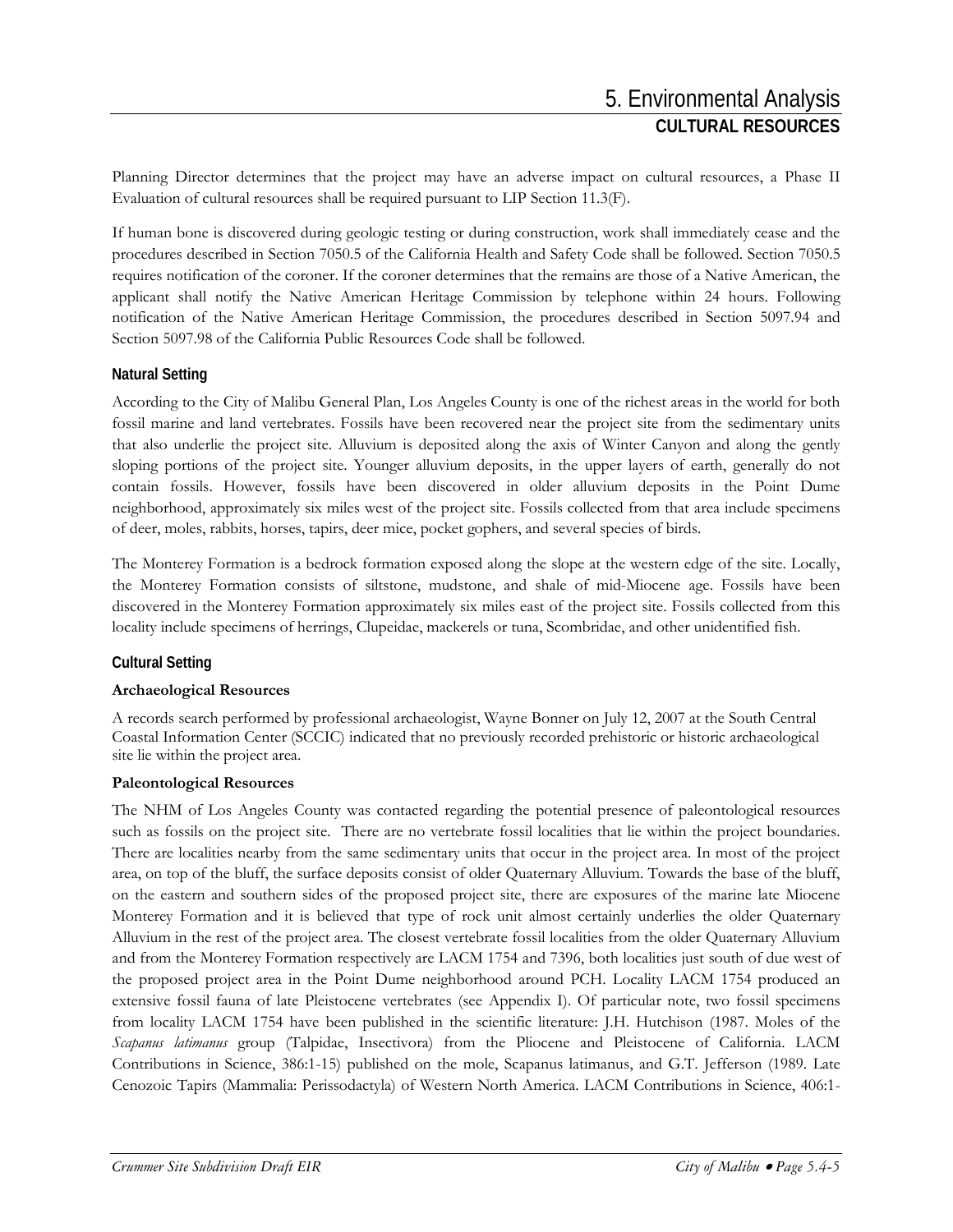Planning Director determines that the project may have an adverse impact on cultural resources, a Phase II Evaluation of cultural resources shall be required pursuant to LIP Section 11.3(F).

If human bone is discovered during geologic testing or during construction, work shall immediately cease and the procedures described in Section 7050.5 of the California Health and Safety Code shall be followed. Section 7050.5 requires notification of the coroner. If the coroner determines that the remains are those of a Native American, the applicant shall notify the Native American Heritage Commission by telephone within 24 hours. Following notification of the Native American Heritage Commission, the procedures described in Section 5097.94 and Section 5097.98 of the California Public Resources Code shall be followed.

### Natural Setting

According to the City of Malibu General Plan, Los Angeles County is one of the richest areas in the world for both fossil marine and land vertebrates. Fossils have been recovered near the project site from the sedimentary units that also underlie the project site. Alluvium is deposited along the axis of Winter Canyon and along the gently sloping portions of the project site. Younger alluvium deposits, in the upper layers of earth, generally do not contain fossils. However, fossils have been discovered in older alluvium deposits in the Point Dume neighborhood, approximately six miles west of the project site. Fossils collected from that area include specimens of deer, moles, rabbits, horses, tapirs, deer mice, pocket gophers, and several species of birds.

The Monterey Formation is a bedrock formation exposed along the slope at the western edge of the site. Locally, the Monterey Formation consists of siltstone, mudstone, and shale of mid-Miocene age. Fossils have been discovered in the Monterey Formation approximately six miles east of the project site. Fossils collected from this locality include specimens of herrings, Clupeidae, mackerels or tuna, Scombridae, and other unidentified fish.

### Cultural Setting

#### Archaeological Resources

A records search performed by professional archaeologist, Wayne Bonner on July 12, 2007 at the South Central Coastal Information Center (SCCIC) indicated that no previously recorded prehistoric or historic archaeological site lie within the project area.

#### Paleontological Resources

The NHM of Los Angeles County was contacted regarding the potential presence of paleontological resources such as fossils on the project site. There are no vertebrate fossil localities that lie within the project boundaries. There are localities nearby from the same sedimentary units that occur in the project area. In most of the project area, on top of the bluff, the surface deposits consist of older Quaternary Alluvium. Towards the base of the bluff, on the eastern and southern sides of the proposed project site, there are exposures of the marine late Miocene Monterey Formation and it is believed that type of rock unit almost certainly underlies the older Quaternary Alluvium in the rest of the project area. The closest vertebrate fossil localities from the older Quaternary Alluvium and from the Monterey Formation respectively are LACM 1754 and 7396, both localities just south of due west of the proposed project area in the Point Dume neighborhood around PCH. Locality LACM 1754 produced an extensive fossil fauna of late Pleistocene vertebrates (see Appendix I). Of particular note, two fossil specimens from locality LACM 1754 have been published in the scientific literature: J.H. Hutchison (1987. Moles of the *Scapanus latimanus* group (Talpidae, Insectivora) from the Pliocene and Pleistocene of California. LACM Contributions in Science, 386:1-15) published on the mole, Scapanus latimanus, and G.T. Jefferson (1989. Late Cenozoic Tapirs (Mammalia: Perissodactyla) of Western North America. LACM Contributions in Science, 406:1-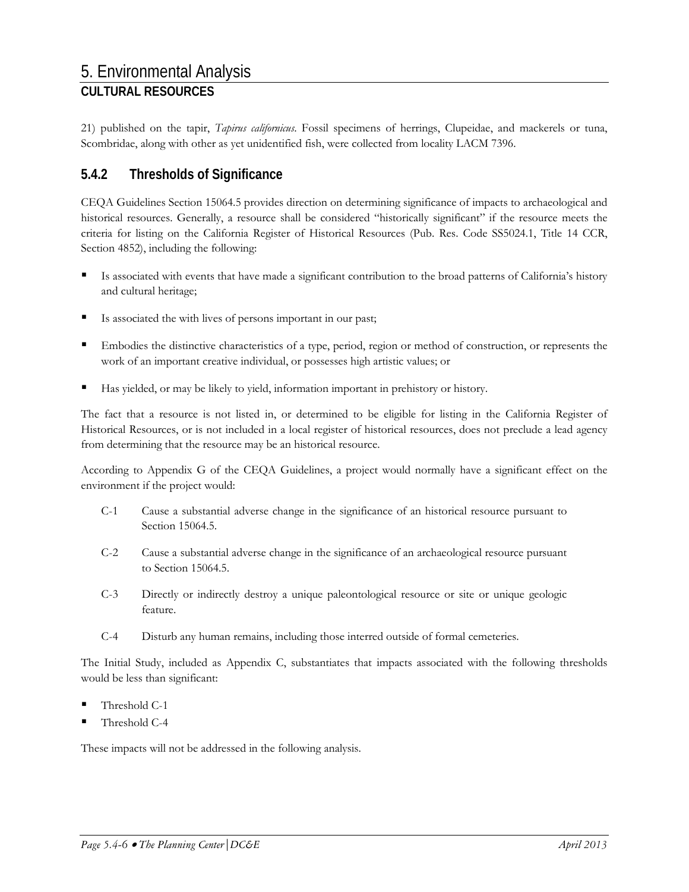21) published on the tapir, *Tapirus californicus*. Fossil specimens of herrings, Clupeidae, and mackerels or tuna, Scombridae, along with other as yet unidentified fish, were collected from locality LACM 7396.

### 5.4.2 Thresholds of Significance

CEQA Guidelines Section 15064.5 provides direction on determining significance of impacts to archaeological and historical resources. Generally, a resource shall be considered "historically significant" if the resource meets the criteria for listing on the California Register of Historical Resources (Pub. Res. Code SS5024.1, Title 14 CCR, Section 4852), including the following:

- Is associated with events that have made a significant contribution to the broad patterns of California's history and cultural heritage;
- Is associated the with lives of persons important in our past;
- Embodies the distinctive characteristics of a type, period, region or method of construction, or represents the work of an important creative individual, or possesses high artistic values; or
- Has yielded, or may be likely to yield, information important in prehistory or history.

The fact that a resource is not listed in, or determined to be eligible for listing in the California Register of Historical Resources, or is not included in a local register of historical resources, does not preclude a lead agency from determining that the resource may be an historical resource.

According to Appendix G of the CEQA Guidelines, a project would normally have a significant effect on the environment if the project would:

C-1 Cause a substantial adverse change in the significance of an historical resource pursuant to Section 15064.5.

C-2 Cause a substantial adverse change in the significance of an archaeological resource pursuant to Section 15064.5.

C-3 Directly or indirectly destroy a unique paleontological resource or site or unique geologic feature.

C-4 Disturb any human remains, including those interred outside of formal cemeteries.

The Initial Study, included as Appendix C, substantiates that impacts associated with the following thresholds would be less than significant:

- Threshold C-1
- Threshold C-4

These impacts will not be addressed in the following analysis.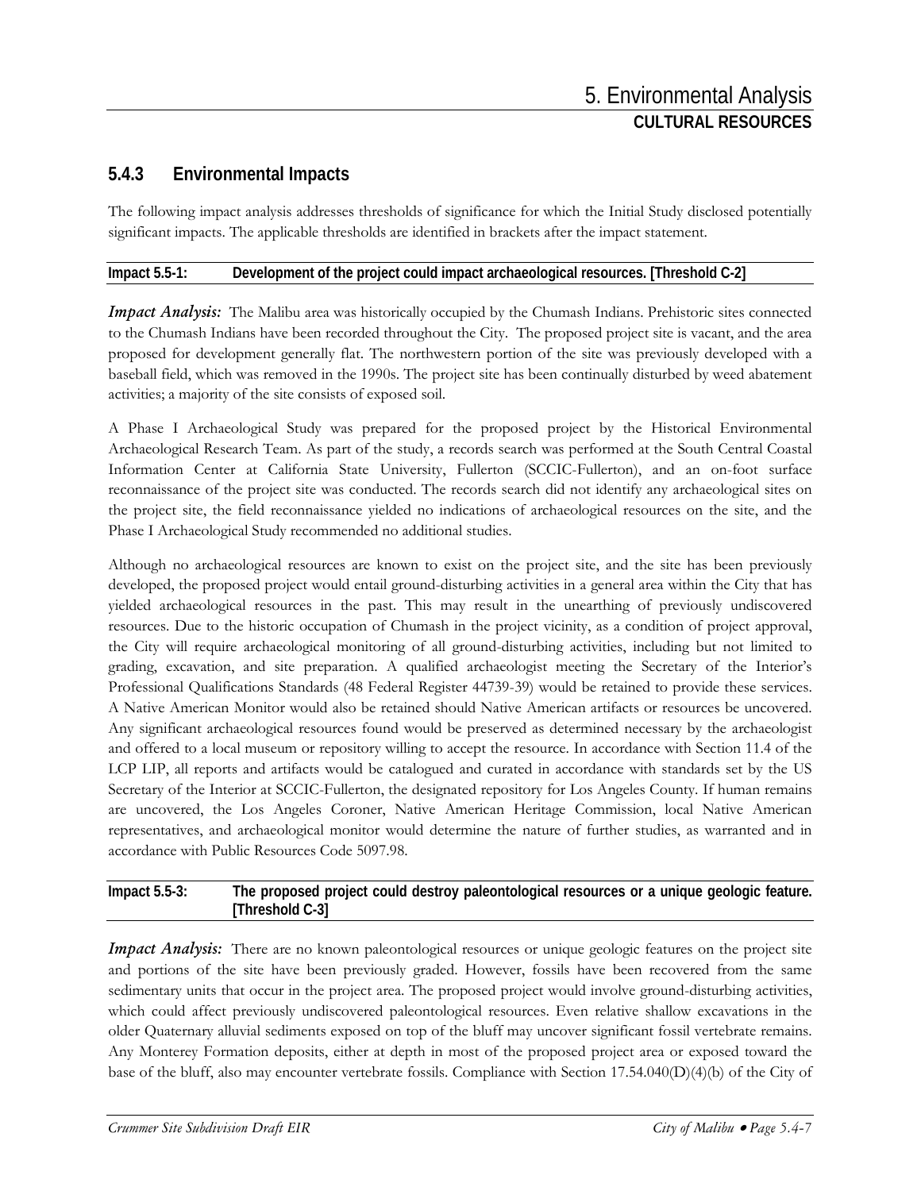### 5.4.3 Environmental Impacts

The following impact analysis addresses thresholds of significance for which the Initial Study disclosed potentially significant impacts. The applicable thresholds are identified in brackets after the impact statement.

**Impact 5.5-1: Development of the project could impact archaeological resources. [Threshold C-2]**

***Impact Analysis:*** The Malibu area was historically occupied by the Chumash Indians. Prehistoric sites connected to the Chumash Indians have been recorded throughout the City. The proposed project site is vacant, and the area proposed for development generally flat. The northwestern portion of the site was previously developed with a baseball field, which was removed in the 1990s. The project site has been continually disturbed by weed abatement activities; a majority of the site consists of exposed soil.

A Phase I Archaeological Study was prepared for the proposed project by the Historical Environmental Archaeological Research Team. As part of the study, a records search was performed at the South Central Coastal Information Center at California State University, Fullerton (SCCIC-Fullerton), and an on-foot surface reconnaissance of the project site was conducted. The records search did not identify any archaeological sites on the project site, the field reconnaissance yielded no indications of archaeological resources on the site, and the Phase I Archaeological Study recommended no additional studies.

Although no archaeological resources are known to exist on the project site, and the site has been previously developed, the proposed project would entail ground-disturbing activities in a general area within the City that has yielded archaeological resources in the past. This may result in the unearthing of previously undiscovered resources. Due to the historic occupation of Chumash in the project vicinity, as a condition of project approval, the City will require archaeological monitoring of all ground-disturbing activities, including but not limited to grading, excavation, and site preparation. A qualified archaeologist meeting the Secretary of the Interior's Professional Qualifications Standards (48 Federal Register 44739-39) would be retained to provide these services. A Native American Monitor would also be retained should Native American artifacts or resources be uncovered. Any significant archaeological resources found would be preserved as determined necessary by the archaeologist and offered to a local museum or repository willing to accept the resource. In accordance with Section 11.4 of the LCP LIP, all reports and artifacts would be catalogued and curated in accordance with standards set by the US Secretary of the Interior at SCCIC-Fullerton, the designated repository for Los Angeles County. If human remains are uncovered, the Los Angeles Coroner, Native American Heritage Commission, local Native American representatives, and archaeological monitor would determine the nature of further studies, as warranted and in accordance with Public Resources Code 5097.98.

**Impact 5.5-3: The proposed project could destroy paleontological resources or a unique geologic feature. [Threshold C-3]**

***Impact Analysis:*** There are no known paleontological resources or unique geologic features on the project site and portions of the site have been previously graded. However, fossils have been recovered from the same sedimentary units that occur in the project area. The proposed project would involve ground-disturbing activities, which could affect previously undiscovered paleontological resources. Even relative shallow excavations in the older Quaternary alluvial sediments exposed on top of the bluff may uncover significant fossil vertebrate remains. Any Monterey Formation deposits, either at depth in most of the proposed project area or exposed toward the base of the bluff, also may encounter vertebrate fossils. Compliance with Section 17.54.040(D)(4)(b) of the City of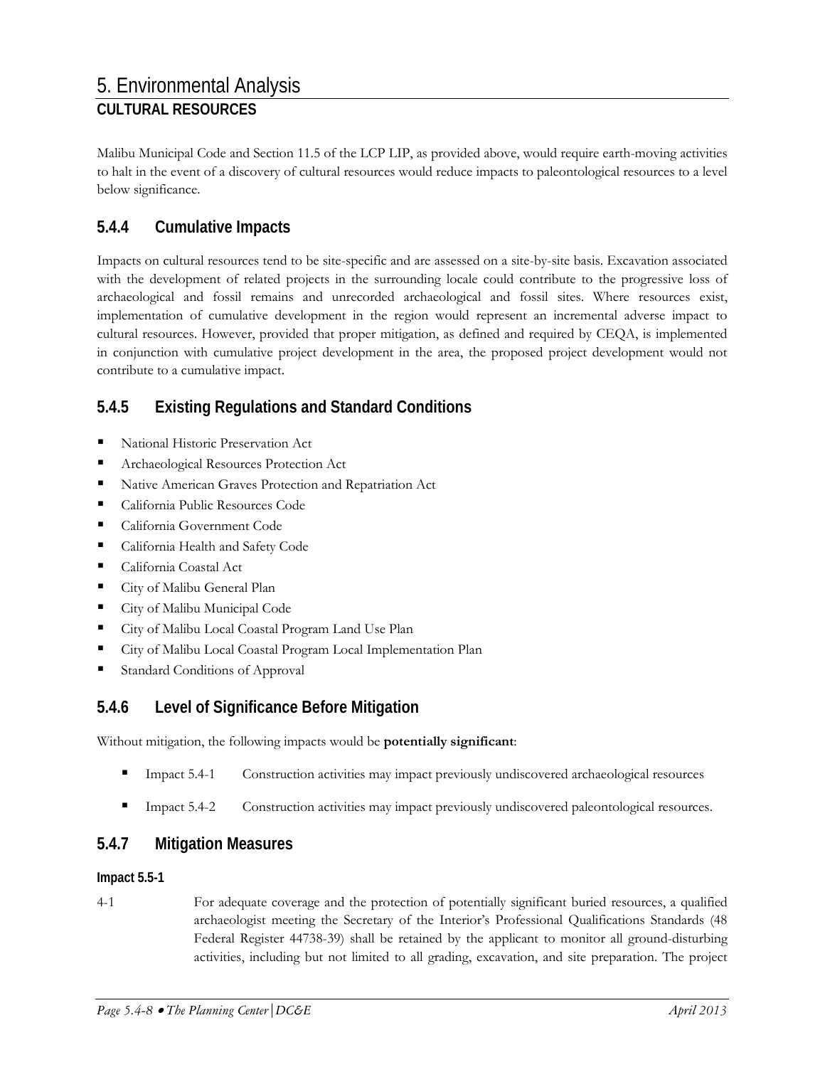Malibu Municipal Code and Section 11.5 of the LCP LIP, as provided above, would require earth-moving activities to halt in the event of a discovery of cultural resources would reduce impacts to paleontological resources to a level below significance.

## 5.4.4 Cumulative Impacts

Impacts on cultural resources tend to be site-specific and are assessed on a site-by-site basis. Excavation associated with the development of related projects in the surrounding locale could contribute to the progressive loss of archaeological and fossil remains and unrecorded archaeological and fossil sites. Where resources exist, implementation of cumulative development in the region would represent an incremental adverse impact to cultural resources. However, provided that proper mitigation, as defined and required by CEQA, is implemented in conjunction with cumulative project development in the area, the proposed project development would not contribute to a cumulative impact.

## 5.4.5 Existing Regulations and Standard Conditions

- National Historic Preservation Act
- Archaeological Resources Protection Act
- Native American Graves Protection and Repatriation Act
- California Public Resources Code
- California Government Code
- California Health and Safety Code
- California Coastal Act
- City of Malibu General Plan
- City of Malibu Municipal Code
- City of Malibu Local Coastal Program Land Use Plan
- City of Malibu Local Coastal Program Local Implementation Plan
- Standard Conditions of Approval

## 5.4.6 Level of Significance Before Mitigation

Without mitigation, the following impacts would be **potentially significant**:

- Impact 5.4-1 Construction activities may impact previously undiscovered archaeological resources
- Impact 5.4-2 Construction activities may impact previously undiscovered paleontological resources.

## 5.4.7 Mitigation Measures

**Impact 5.5-1**

4-1 For adequate coverage and the protection of potentially significant buried resources, a qualified archaeologist meeting the Secretary of the Interior's Professional Qualifications Standards (48 Federal Register 44738-39) shall be retained by the applicant to monitor all ground-disturbing activities, including but not limited to all grading, excavation, and site preparation. The project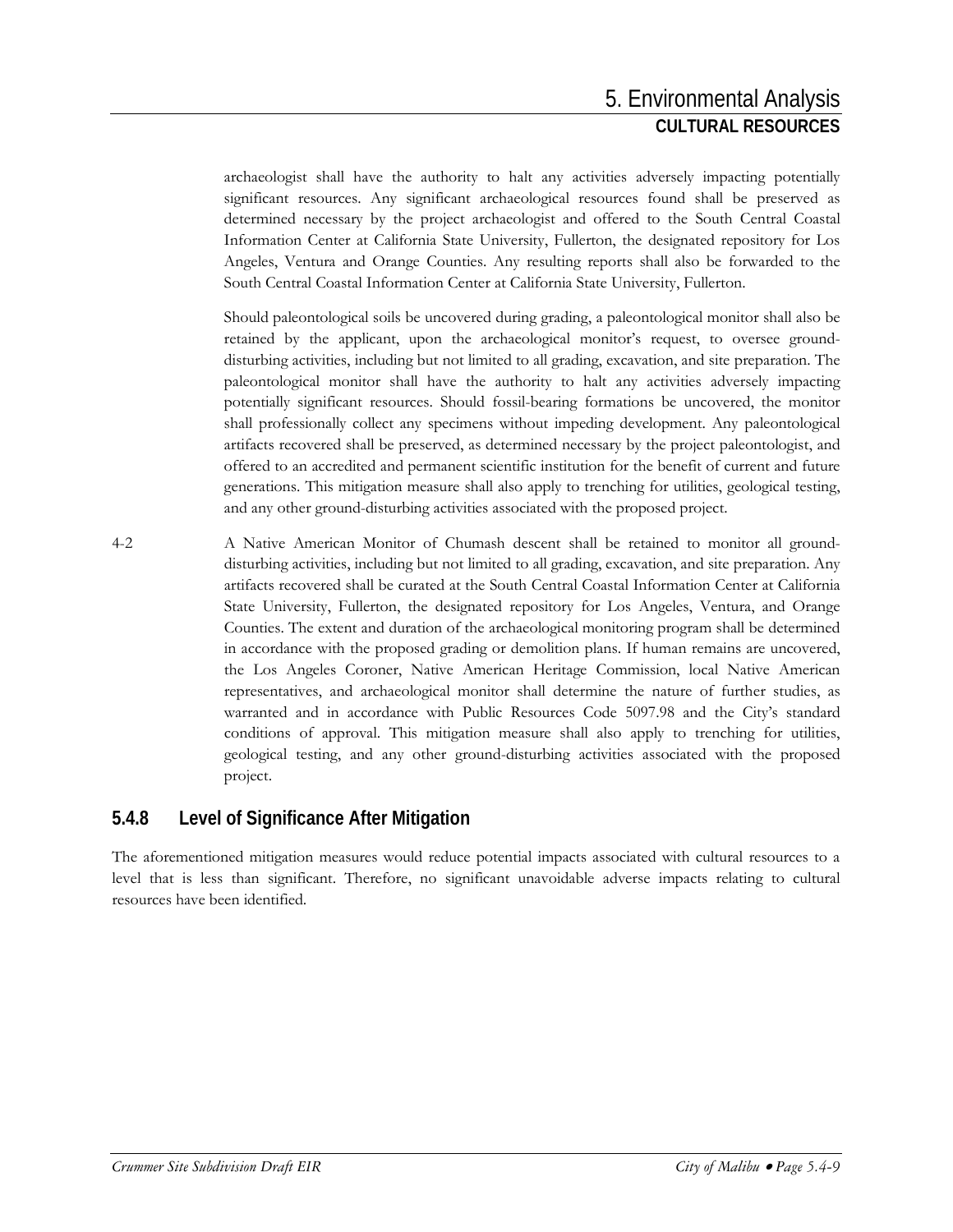archaeologist shall have the authority to halt any activities adversely impacting potentially significant resources. Any significant archaeological resources found shall be preserved as determined necessary by the project archaeologist and offered to the South Central Coastal Information Center at California State University, Fullerton, the designated repository for Los Angeles, Ventura and Orange Counties. Any resulting reports shall also be forwarded to the South Central Coastal Information Center at California State University, Fullerton.

Should paleontological soils be uncovered during grading, a paleontological monitor shall also be retained by the applicant, upon the archaeological monitor's request, to oversee ground-disturbing activities, including but not limited to all grading, excavation, and site preparation. The paleontological monitor shall have the authority to halt any activities adversely impacting potentially significant resources. Should fossil-bearing formations be uncovered, the monitor shall professionally collect any specimens without impeding development. Any paleontological artifacts recovered shall be preserved, as determined necessary by the project paleontologist, and offered to an accredited and permanent scientific institution for the benefit of current and future generations. This mitigation measure shall also apply to trenching for utilities, geological testing, and any other ground-disturbing activities associated with the proposed project.

4-2 A Native American Monitor of Chumash descent shall be retained to monitor all ground-disturbing activities, including but not limited to all grading, excavation, and site preparation. Any artifacts recovered shall be curated at the South Central Coastal Information Center at California State University, Fullerton, the designated repository for Los Angeles, Ventura, and Orange Counties. The extent and duration of the archaeological monitoring program shall be determined in accordance with the proposed grading or demolition plans. If human remains are uncovered, the Los Angeles Coroner, Native American Heritage Commission, local Native American representatives, and archaeological monitor shall determine the nature of further studies, as warranted and in accordance with Public Resources Code 5097.98 and the City's standard conditions of approval. This mitigation measure shall also apply to trenching for utilities, geological testing, and any other ground-disturbing activities associated with the proposed project.

## 5.4.8 Level of Significance After Mitigation

The aforementioned mitigation measures would reduce potential impacts associated with cultural resources to a level that is less than significant. Therefore, no significant unavoidable adverse impacts relating to cultural resources have been identified.